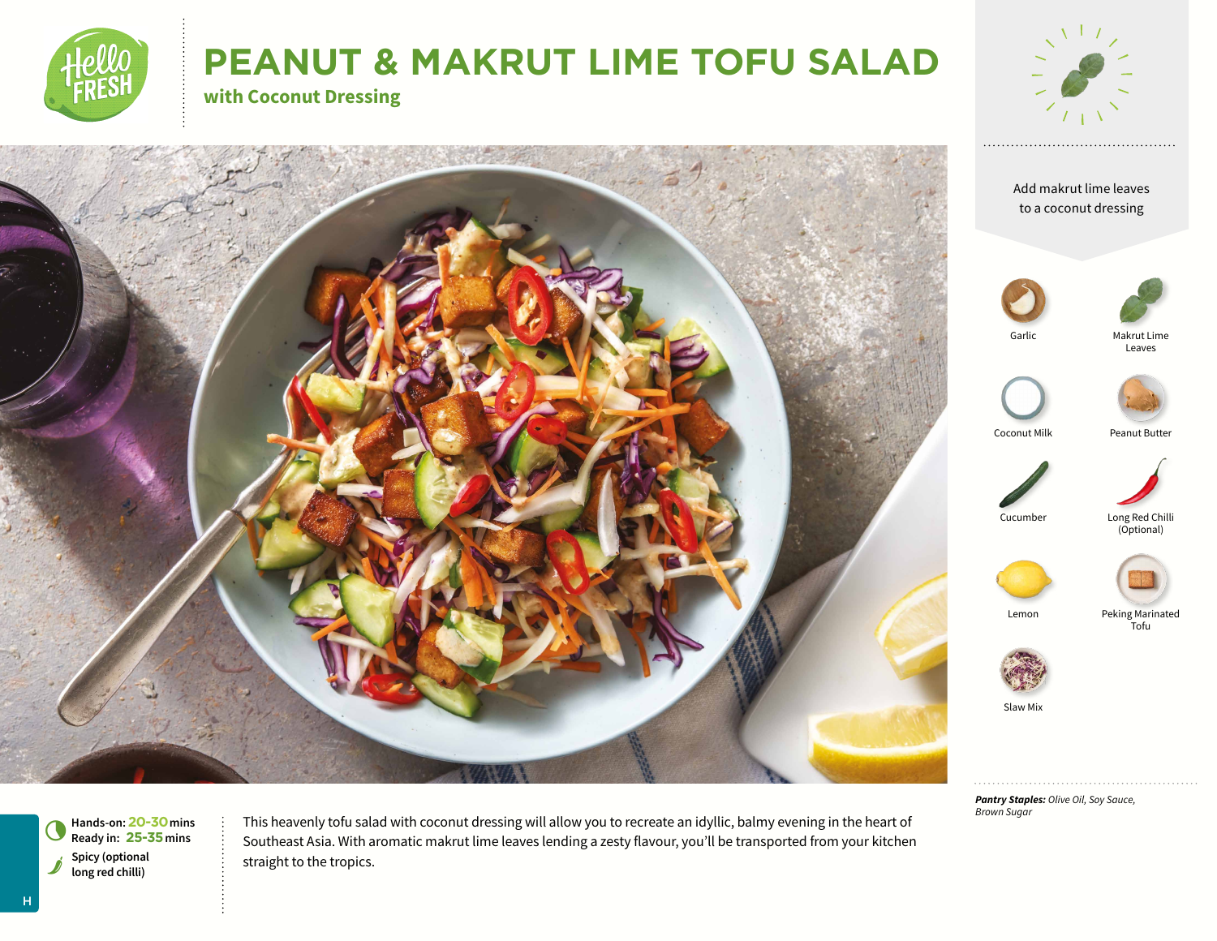# PEANUT & MAKRUT LIME TOFU SALAD

## with Coconut Dressing

Add makrut lime leaves to a coconut dressing

- Garlic
- Makrut Lime Leaves
- Coconut Milk
- Peanut Butter
- Cucumber
- Long Red Chilli (Optional)
- Lemon
- Peking Marinated Tofu
- Slaw Mix

***Pantry Staples:*** *Olive Oil, Soy Sauce, Brown Sugar*

**Hands-on:** **20-30** mins
**Ready in:** **25-35** mins
**Spicy (optional long red chilli)**

This heavenly tofu salad with coconut dressing will allow you to recreate an idyllic, balmy evening in the heart of Southeast Asia. With aromatic makrut lime leaves lending a zesty flavour, you'll be transported from your kitchen straight to the tropics.

H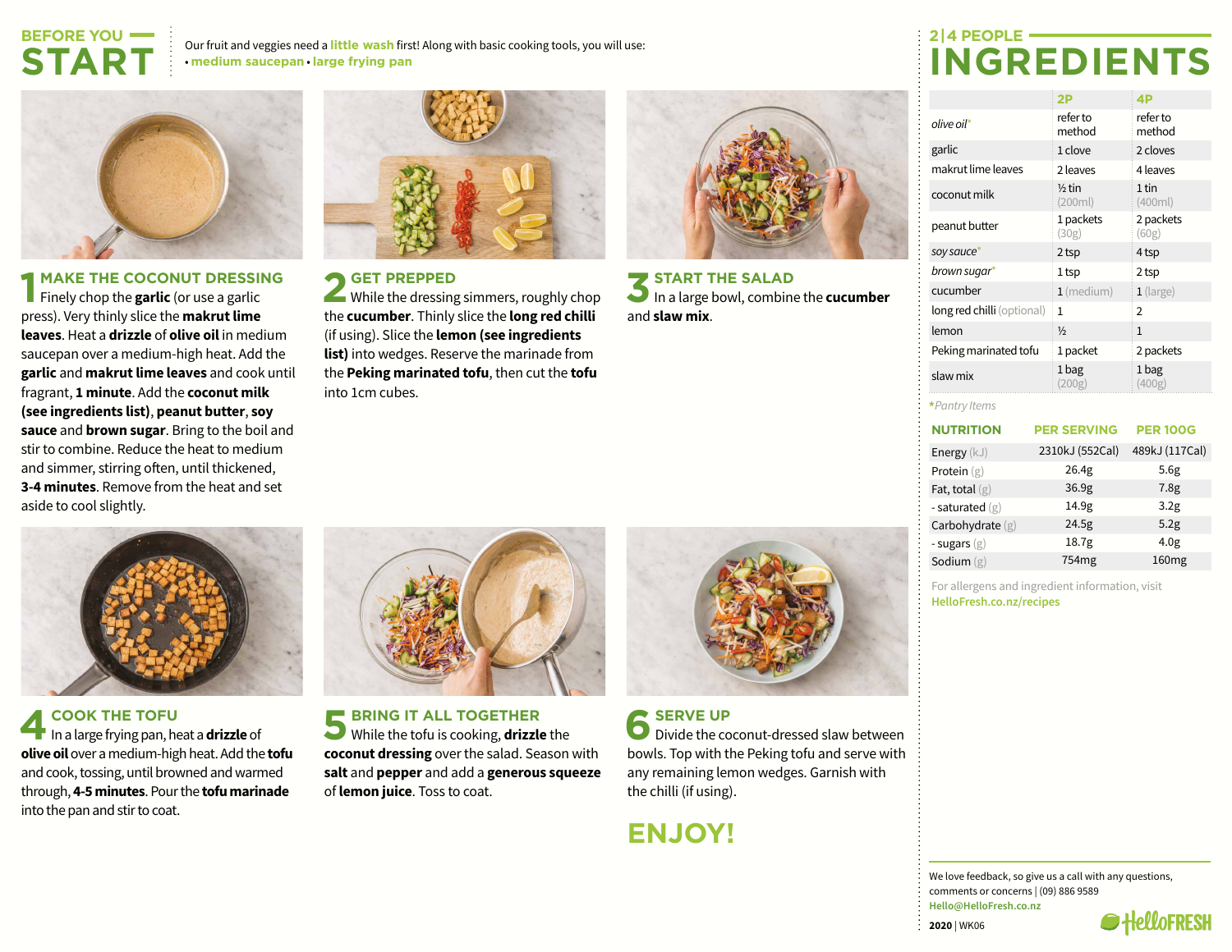## BEFORE YOU START

Our fruit and veggies need a **little wash** first! Along with basic cooking tools, you will use:
• **medium saucepan** • **large frying pan**

### 1 MAKE THE COCONUT DRESSING

Finely chop the **garlic** (or use a garlic press). Very thinly slice the **makrut lime leaves**. Heat a **drizzle** of **olive oil** in medium saucepan over a medium-high heat. Add the **garlic** and **makrut lime leaves** and cook until fragrant, **1 minute**. Add the **coconut milk (see ingredients list)**, **peanut butter**, **soy sauce** and **brown sugar**. Bring to the boil and stir to combine. Reduce the heat to medium and simmer, stirring often, until thickened, **3-4 minutes**. Remove from the heat and set aside to cool slightly.

### 2 GET PREPPED

While the dressing simmers, roughly chop the **cucumber**. Thinly slice the **long red chilli** (if using). Slice the **lemon (see ingredients list)** into wedges. Reserve the marinade from the **Peking marinated tofu**, then cut the **tofu** into 1cm cubes.

### 3 START THE SALAD

In a large bowl, combine the **cucumber** and **slaw mix**.

### 4 COOK THE TOFU

In a large frying pan, heat a **drizzle** of **olive oil** over a medium-high heat. Add the **tofu** and cook, tossing, until browned and warmed through, **4-5 minutes**. Pour the **tofu marinade** into the pan and stir to coat.

### 5 BRING IT ALL TOGETHER

While the tofu is cooking, **drizzle** the **coconut dressing** over the salad. Season with **salt** and **pepper** and add a **generous squeeze** of **lemon juice**. Toss to coat.

### 6 SERVE UP

Divide the coconut-dressed slaw between bowls. Top with the Peking tofu and serve with any remaining lemon wedges. Garnish with the chilli (if using).

## ENJOY!

## 2|4 PEOPLE INGREDIENTS

| | 2P | 4P |
|---|---|---|
| *olive oil** | refer to method | refer to method |
| garlic | 1 clove | 2 cloves |
| makrut lime leaves | 2 leaves | 4 leaves |
| coconut milk | ½ tin (200ml) | 1 tin (400ml) |
| peanut butter | 1 packets (30g) | 2 packets (60g) |
| *soy sauce** | 2 tsp | 4 tsp |
| *brown sugar** | 1 tsp | 2 tsp |
| cucumber | 1 (medium) | 1 (large) |
| long red chilli (optional) | 1 | 2 |
| lemon | ½ | 1 |
| Peking marinated tofu | 1 packet | 2 packets |
| slaw mix | 1 bag (200g) | 1 bag (400g) |

**Pantry Items*

| NUTRITION | PER SERVING | PER 100G |
|---|---|---|
| Energy (kJ) | 2310kJ (552Cal) | 489kJ (117Cal) |
| Protein (g) | 26.4g | 5.6g |
| Fat, total (g) | 36.9g | 7.8g |
| - saturated (g) | 14.9g | 3.2g |
| Carbohydrate (g) | 24.5g | 5.2g |
| - sugars (g) | 18.7g | 4.0g |
| Sodium (g) | 754mg | 160mg |

For allergens and ingredient information, visit **HelloFresh.co.nz/recipes**

We love feedback, so give us a call with any questions, comments or concerns | (09) 886 9589
**Hello@HelloFresh.co.nz**

**2020** | WK06

HelloFRESH